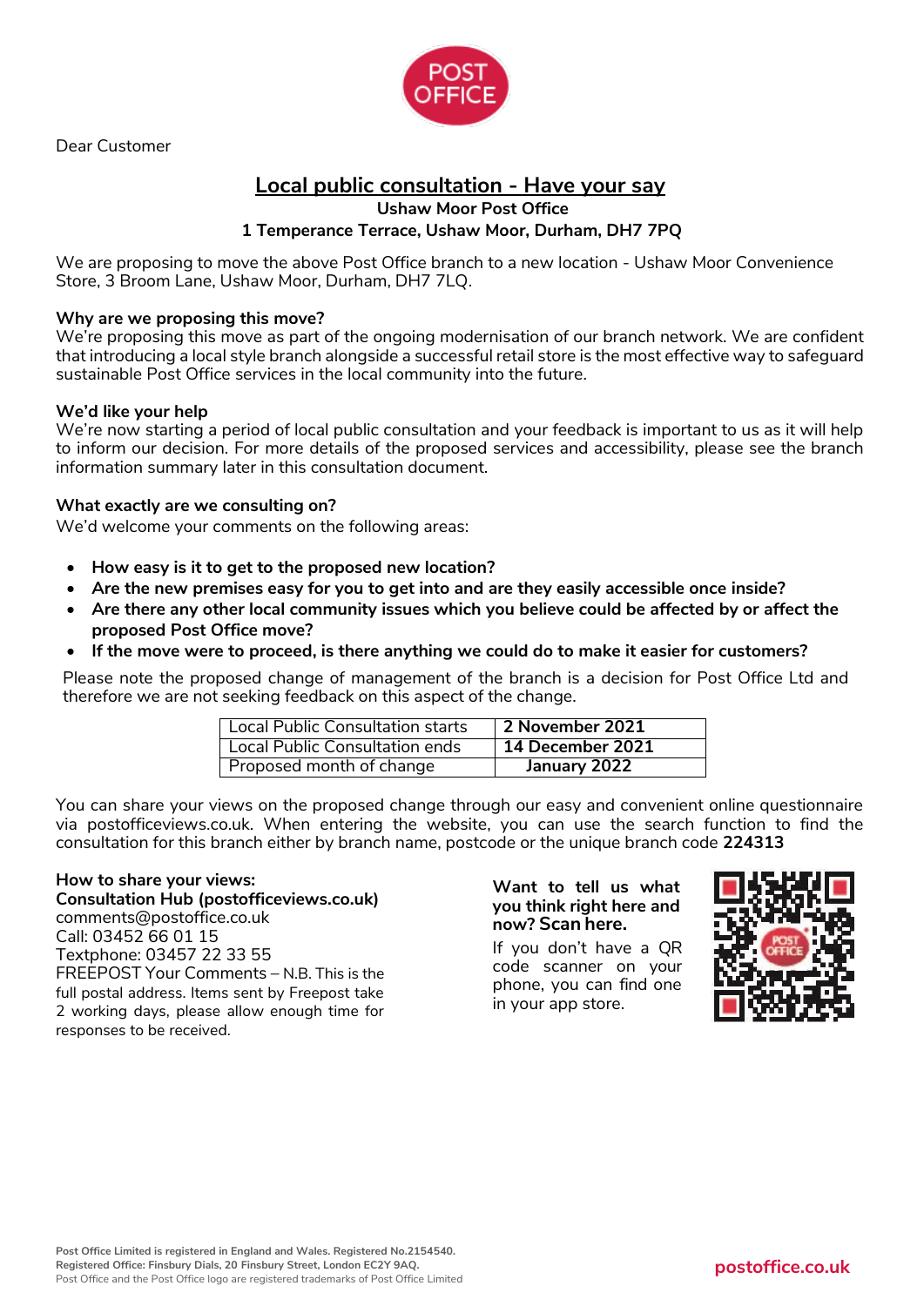Dear Customer

## Local public consultation - Have your say

**Ushaw Moor Post Office**
**1 Temperance Terrace, Ushaw Moor, Durham, DH7 7PQ**

We are proposing to move the above Post Office branch to a new location - Ushaw Moor Convenience Store, 3 Broom Lane, Ushaw Moor, Durham, DH7 7LQ.

**Why are we proposing this move?**
We're proposing this move as part of the ongoing modernisation of our branch network. We are confident that introducing a local style branch alongside a successful retail store is the most effective way to safeguard sustainable Post Office services in the local community into the future.

**We'd like your help**
We're now starting a period of local public consultation and your feedback is important to us as it will help to inform our decision. For more details of the proposed services and accessibility, please see the branch information summary later in this consultation document.

**What exactly are we consulting on?**
We'd welcome your comments on the following areas:

- **How easy is it to get to the proposed new location?**
- **Are the new premises easy for you to get into and are they easily accessible once inside?**
- **Are there any other local community issues which you believe could be affected by or affect the proposed Post Office move?**
- **If the move were to proceed, is there anything we could do to make it easier for customers?**

Please note the proposed change of management of the branch is a decision for Post Office Ltd and therefore we are not seeking feedback on this aspect of the change.

| | |
|---|---|
| Local Public Consultation starts | **2 November 2021** |
| Local Public Consultation ends | **14 December 2021** |
| Proposed month of change | **January 2022** |

You can share your views on the proposed change through our easy and convenient online questionnaire via postofficeviews.co.uk. When entering the website, you can use the search function to find the consultation for this branch either by branch name, postcode or the unique branch code **224313**

**How to share your views:**
**Consultation Hub (postofficeviews.co.uk)**
comments@postoffice.co.uk
Call: 03452 66 01 15
Textphone: 03457 22 33 55
FREEPOST Your Comments – N.B. This is the full postal address. Items sent by Freepost take 2 working days, please allow enough time for responses to be received.

**Want to tell us what you think right here and now? Scan here.**
If you don't have a QR code scanner on your phone, you can find one in your app store.

Post Office Limited is registered in England and Wales. Registered No.2154540.
Registered Office: Finsbury Dials, 20 Finsbury Street, London EC2Y 9AQ.
Post Office and the Post Office logo are registered trademarks of Post Office Limited

postoffice.co.uk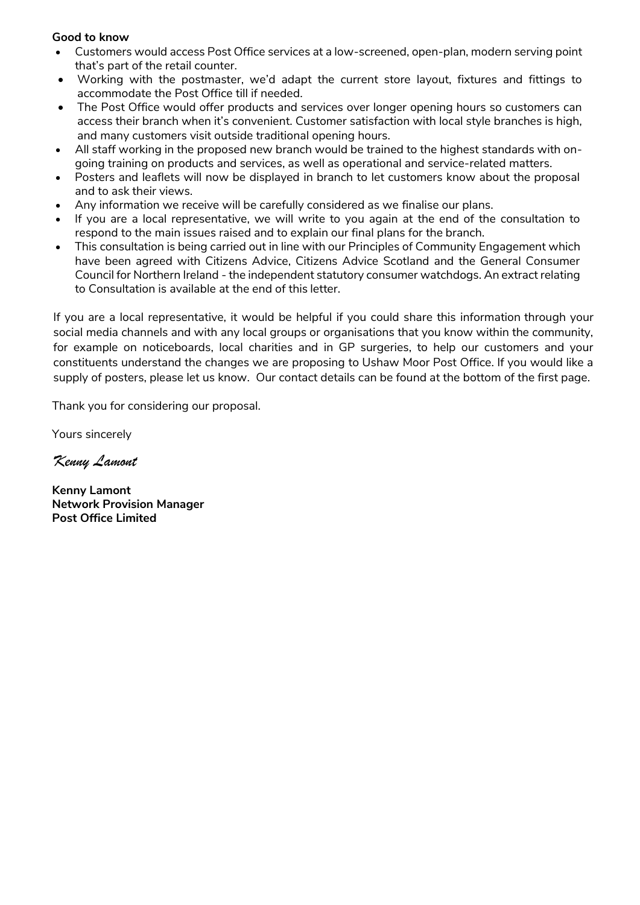**Good to know**

- Customers would access Post Office services at a low-screened, open-plan, modern serving point that's part of the retail counter.
- Working with the postmaster, we'd adapt the current store layout, fixtures and fittings to accommodate the Post Office till if needed.
- The Post Office would offer products and services over longer opening hours so customers can access their branch when it's convenient. Customer satisfaction with local style branches is high, and many customers visit outside traditional opening hours.
- All staff working in the proposed new branch would be trained to the highest standards with on-going training on products and services, as well as operational and service-related matters.
- Posters and leaflets will now be displayed in branch to let customers know about the proposal and to ask their views.
- Any information we receive will be carefully considered as we finalise our plans.
- If you are a local representative, we will write to you again at the end of the consultation to respond to the main issues raised and to explain our final plans for the branch.
- This consultation is being carried out in line with our Principles of Community Engagement which have been agreed with Citizens Advice, Citizens Advice Scotland and the General Consumer Council for Northern Ireland - the independent statutory consumer watchdogs. An extract relating to Consultation is available at the end of this letter.

If you are a local representative, it would be helpful if you could share this information through your social media channels and with any local groups or organisations that you know within the community, for example on noticeboards, local charities and in GP surgeries, to help our customers and your constituents understand the changes we are proposing to Ushaw Moor Post Office. If you would like a supply of posters, please let us know. Our contact details can be found at the bottom of the first page.

Thank you for considering our proposal.

Yours sincerely

*Kenny Lamont*

**Kenny Lamont**
**Network Provision Manager**
**Post Office Limited**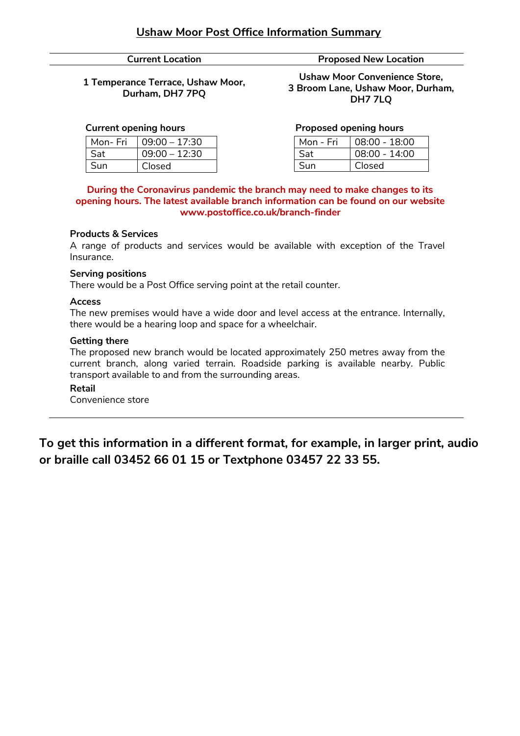# Ushaw Moor Post Office Information Summary

| Current Location | Proposed New Location |
|---|---|
| **1 Temperance Terrace, Ushaw Moor, Durham, DH7 7PQ** | **Ushaw Moor Convenience Store, 3 Broom Lane, Ushaw Moor, Durham, DH7 7LQ** |

**Current opening hours**

| Mon- Fri | 09:00 – 17:30 |
|---|---|
| Sat | 09:00 – 12:30 |
| Sun | Closed |

**Proposed opening hours**

| Mon - Fri | 08:00 - 18:00 |
|---|---|
| Sat | 08:00 - 14:00 |
| Sun | Closed |

**During the Coronavirus pandemic the branch may need to make changes to its opening hours. The latest available branch information can be found on our website www.postoffice.co.uk/branch-finder**

**Products & Services**

A range of products and services would be available with exception of the Travel Insurance.

**Serving positions**

There would be a Post Office serving point at the retail counter.

**Access**

The new premises would have a wide door and level access at the entrance. Internally, there would be a hearing loop and space for a wheelchair.

**Getting there**

The proposed new branch would be located approximately 250 metres away from the current branch, along varied terrain. Roadside parking is available nearby. Public transport available to and from the surrounding areas.

**Retail**

Convenience store

**To get this information in a different format, for example, in larger print, audio or braille call 03452 66 01 15 or Textphone 03457 22 33 55.**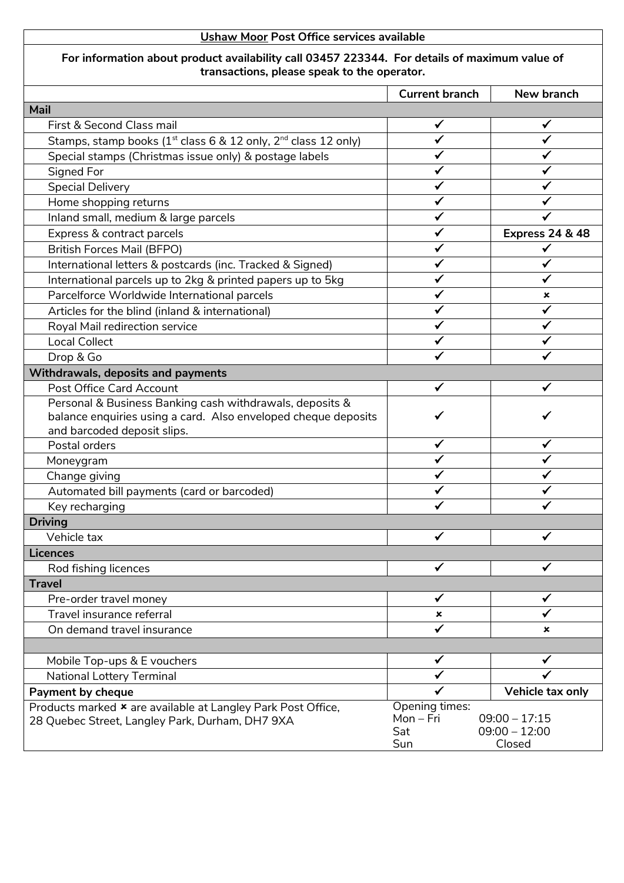| **Ushaw Moor Post Office services available** | | |
|---|---|---|
| **For information about product availability call 03457 223344. For details of maximum value of transactions, please speak to the operator.** | | |
| | **Current branch** | **New branch** |
| **Mail** | | |
| First & Second Class mail | ✓ | ✓ |
| Stamps, stamp books (1st class 6 & 12 only, 2nd class 12 only) | ✓ | ✓ |
| Special stamps (Christmas issue only) & postage labels | ✓ | ✓ |
| Signed For | ✓ | ✓ |
| Special Delivery | ✓ | ✓ |
| Home shopping returns | ✓ | ✓ |
| Inland small, medium & large parcels | ✓ | ✓ |
| Express & contract parcels | ✓ | **Express 24 & 48** |
| British Forces Mail (BFPO) | ✓ | ✓ |
| International letters & postcards (inc. Tracked & Signed) | ✓ | ✓ |
| International parcels up to 2kg & printed papers up to 5kg | ✓ | ✓ |
| Parcelforce Worldwide International parcels | ✓ | × |
| Articles for the blind (inland & international) | ✓ | ✓ |
| Royal Mail redirection service | ✓ | ✓ |
| Local Collect | ✓ | ✓ |
| Drop & Go | ✓ | ✓ |
| **Withdrawals, deposits and payments** | | |
| Post Office Card Account | ✓ | ✓ |
| Personal & Business Banking cash withdrawals, deposits & balance enquiries using a card. Also enveloped cheque deposits and barcoded deposit slips. | ✓ | ✓ |
| Postal orders | ✓ | ✓ |
| Moneygram | ✓ | ✓ |
| Change giving | ✓ | ✓ |
| Automated bill payments (card or barcoded) | ✓ | ✓ |
| Key recharging | ✓ | ✓ |
| **Driving** | | |
| Vehicle tax | ✓ | ✓ |
| **Licences** | | |
| Rod fishing licences | ✓ | ✓ |
| **Travel** | | |
| Pre-order travel money | ✓ | ✓ |
| Travel insurance referral | × | ✓ |
| On demand travel insurance | ✓ | × |
| | | |
| Mobile Top-ups & E vouchers | ✓ | ✓ |
| National Lottery Terminal | ✓ | ✓ |
| **Payment by cheque** | ✓ | **Vehicle tax only** |
| Products marked × are available at Langley Park Post Office, 28 Quebec Street, Langley Park, Durham, DH7 9XA | Opening times: Mon – Fri 09:00 – 17:15; Sat 09:00 – 12:00; Sun Closed | |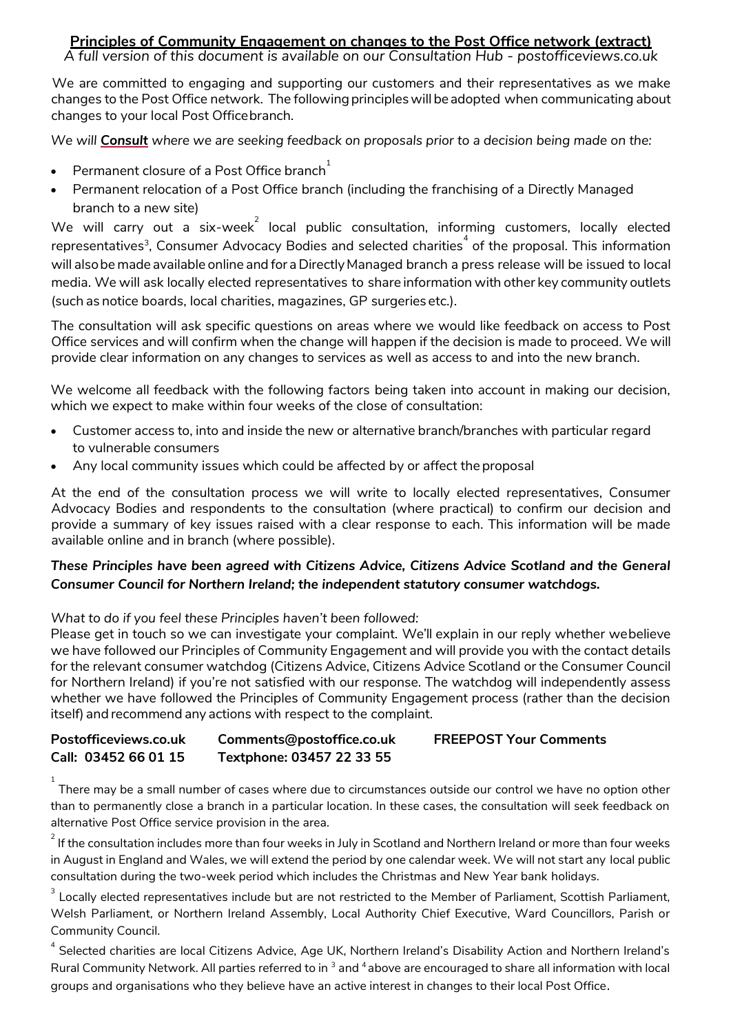## **Principles of Community Engagement on changes to the Post Office network (extract)**

*A full version of this document is available on our Consultation Hub - postofficeviews.co.uk*

We are committed to engaging and supporting our customers and their representatives as we make changes to the Post Office network. The following principles will be adopted when communicating about changes to your local Post Office branch.

*We will **Consult** where we are seeking feedback on proposals prior to a decision being made on the:*

- Permanent closure of a Post Office branch[1]
- Permanent relocation of a Post Office branch (including the franchising of a Directly Managed branch to a new site)

We will carry out a six-week[2] local public consultation, informing customers, locally elected representatives[3], Consumer Advocacy Bodies and selected charities[4] of the proposal. This information will also be made available online and for a Directly Managed branch a press release will be issued to local media. We will ask locally elected representatives to share information with other key community outlets (such as notice boards, local charities, magazines, GP surgeries etc.).

The consultation will ask specific questions on areas where we would like feedback on access to Post Office services and will confirm when the change will happen if the decision is made to proceed. We will provide clear information on any changes to services as well as access to and into the new branch.

We welcome all feedback with the following factors being taken into account in making our decision, which we expect to make within four weeks of the close of consultation:

- Customer access to, into and inside the new or alternative branch/branches with particular regard to vulnerable consumers
- Any local community issues which could be affected by or affect the proposal

At the end of the consultation process we will write to locally elected representatives, Consumer Advocacy Bodies and respondents to the consultation (where practical) to confirm our decision and provide a summary of key issues raised with a clear response to each. This information will be made available online and in branch (where possible).

***These Principles have been agreed with Citizens Advice, Citizens Advice Scotland and the General Consumer Council for Northern Ireland; the independent statutory consumer watchdogs.***

*What to do if you feel these Principles haven't been followed:*

Please get in touch so we can investigate your complaint. We'll explain in our reply whether we believe we have followed our Principles of Community Engagement and will provide you with the contact details for the relevant consumer watchdog (Citizens Advice, Citizens Advice Scotland or the Consumer Council for Northern Ireland) if you're not satisfied with our response. The watchdog will independently assess whether we have followed the Principles of Community Engagement process (rather than the decision itself) and recommend any actions with respect to the complaint.

**Postofficeviews.co.uk** **Comments@postoffice.co.uk** **FREEPOST Your Comments**

**Call: 03452 66 01 15** **Textphone: 03457 22 33 55**

[1] There may be a small number of cases where due to circumstances outside our control we have no option other than to permanently close a branch in a particular location. In these cases, the consultation will seek feedback on alternative Post Office service provision in the area.

[2] If the consultation includes more than four weeks in July in Scotland and Northern Ireland or more than four weeks in August in England and Wales, we will extend the period by one calendar week. We will not start any local public consultation during the two-week period which includes the Christmas and New Year bank holidays.

[3] Locally elected representatives include but are not restricted to the Member of Parliament, Scottish Parliament, Welsh Parliament, or Northern Ireland Assembly, Local Authority Chief Executive, Ward Councillors, Parish or Community Council.

[4] Selected charities are local Citizens Advice, Age UK, Northern Ireland's Disability Action and Northern Ireland's Rural Community Network. All parties referred to in [3] and [4] above are encouraged to share all information with local groups and organisations who they believe have an active interest in changes to their local Post Office.